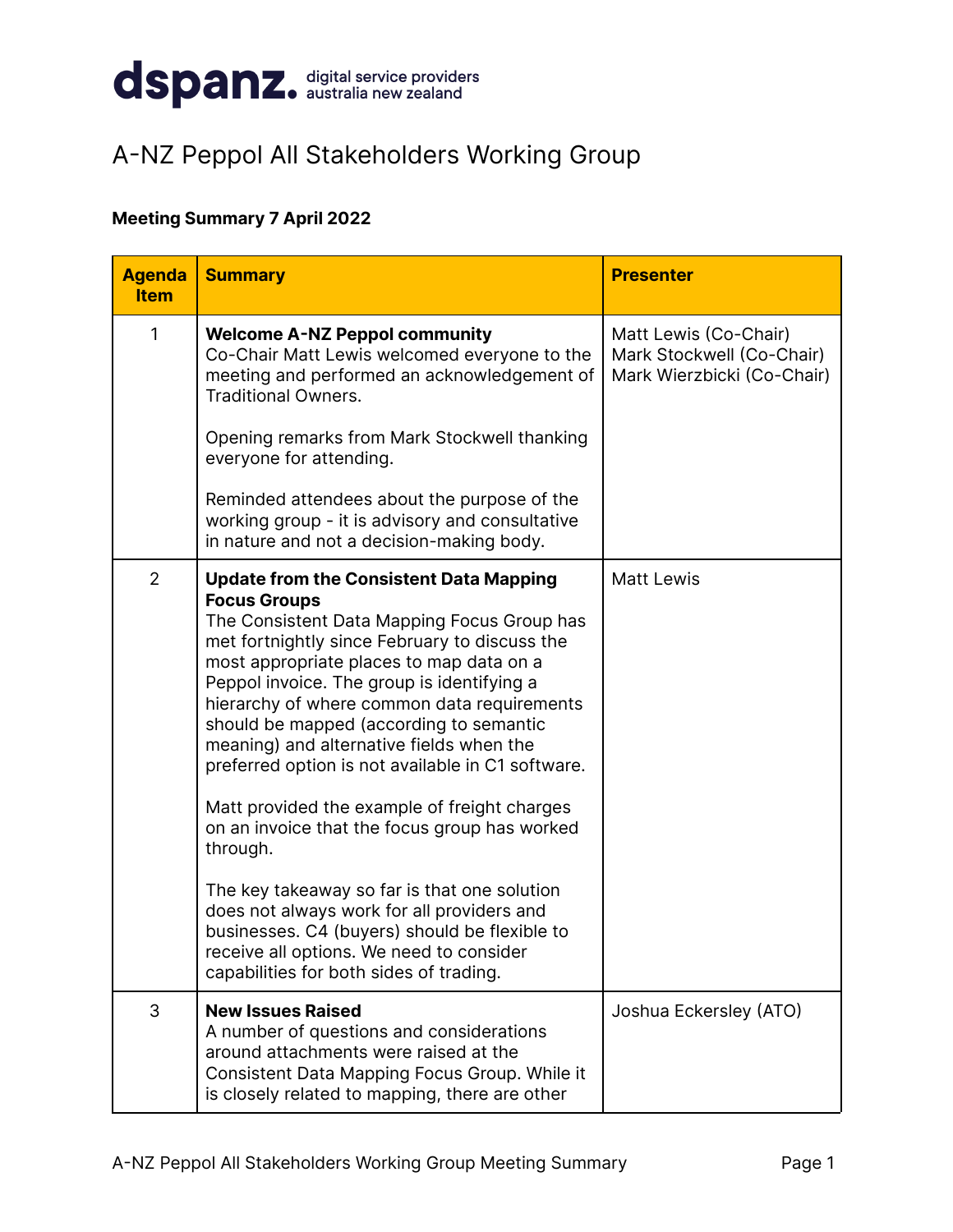dspanz. digital service providers australia new zealand

# A-NZ Peppol All Stakeholders Working Group

**Meeting Summary 7 April 2022**

| Agenda Item | Summary | Presenter |
|---|---|---|
| 1 | **Welcome A-NZ Peppol community**<br>Co-Chair Matt Lewis welcomed everyone to the meeting and performed an acknowledgement of Traditional Owners.<br><br>Opening remarks from Mark Stockwell thanking everyone for attending.<br><br>Reminded attendees about the purpose of the working group - it is advisory and consultative in nature and not a decision-making body. | Matt Lewis (Co-Chair)<br>Mark Stockwell (Co-Chair)<br>Mark Wierzbicki (Co-Chair) |
| 2 | **Update from the Consistent Data Mapping Focus Groups**<br>The Consistent Data Mapping Focus Group has met fortnightly since February to discuss the most appropriate places to map data on a Peppol invoice. The group is identifying a hierarchy of where common data requirements should be mapped (according to semantic meaning) and alternative fields when the preferred option is not available in C1 software.<br><br>Matt provided the example of freight charges on an invoice that the focus group has worked through.<br><br>The key takeaway so far is that one solution does not always work for all providers and businesses. C4 (buyers) should be flexible to receive all options. We need to consider capabilities for both sides of trading. | Matt Lewis |
| 3 | **New Issues Raised**<br>A number of questions and considerations around attachments were raised at the Consistent Data Mapping Focus Group. While it is closely related to mapping, there are other | Joshua Eckersley (ATO) |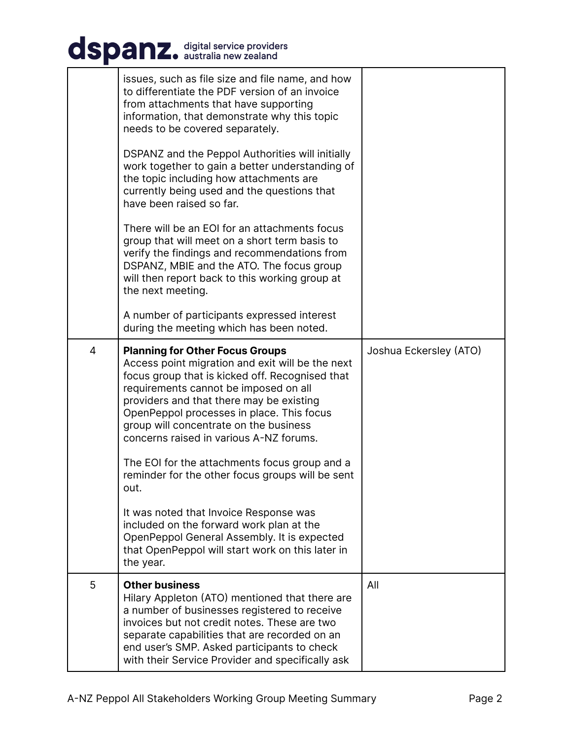| | | |
|---|---|---|
| | issues, such as file size and file name, and how to differentiate the PDF version of an invoice from attachments that have supporting information, that demonstrate why this topic needs to be covered separately.<br><br>DSPANZ and the Peppol Authorities will initially work together to gain a better understanding of the topic including how attachments are currently being used and the questions that have been raised so far.<br><br>There will be an EOI for an attachments focus group that will meet on a short term basis to verify the findings and recommendations from DSPANZ, MBIE and the ATO. The focus group will then report back to this working group at the next meeting.<br><br>A number of participants expressed interest during the meeting which has been noted. | |
| 4 | **Planning for Other Focus Groups**<br>Access point migration and exit will be the next focus group that is kicked off. Recognised that requirements cannot be imposed on all providers and that there may be existing OpenPeppol processes in place. This focus group will concentrate on the business concerns raised in various A-NZ forums.<br><br>The EOI for the attachments focus group and a reminder for the other focus groups will be sent out.<br><br>It was noted that Invoice Response was included on the forward work plan at the OpenPeppol General Assembly. It is expected that OpenPeppol will start work on this later in the year. | Joshua Eckersley (ATO) |
| 5 | **Other business**<br>Hilary Appleton (ATO) mentioned that there are a number of businesses registered to receive invoices but not credit notes. These are two separate capabilities that are recorded on an end user's SMP. Asked participants to check with their Service Provider and specifically ask | All |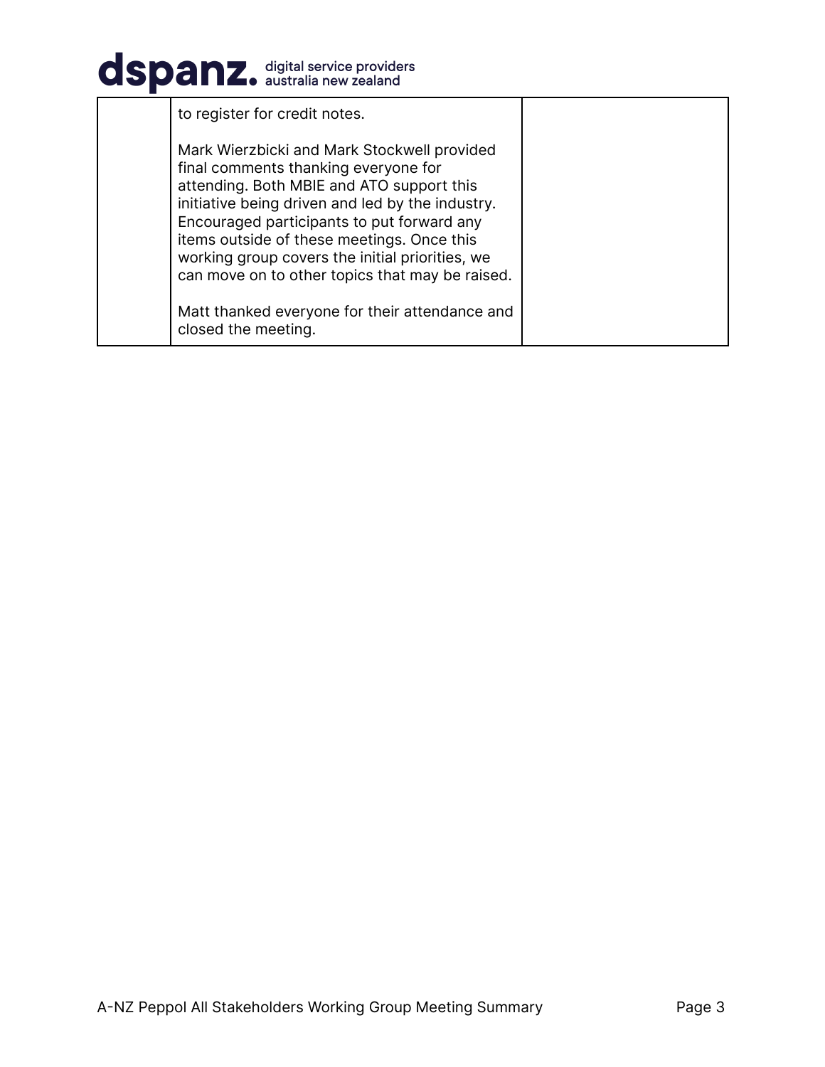| | | |
|---|---|---|
| | to register for credit notes.<br><br>Mark Wierzbicki and Mark Stockwell provided final comments thanking everyone for attending. Both MBIE and ATO support this initiative being driven and led by the industry. Encouraged participants to put forward any items outside of these meetings. Once this working group covers the initial priorities, we can move on to other topics that may be raised.<br><br>Matt thanked everyone for their attendance and closed the meeting. | |